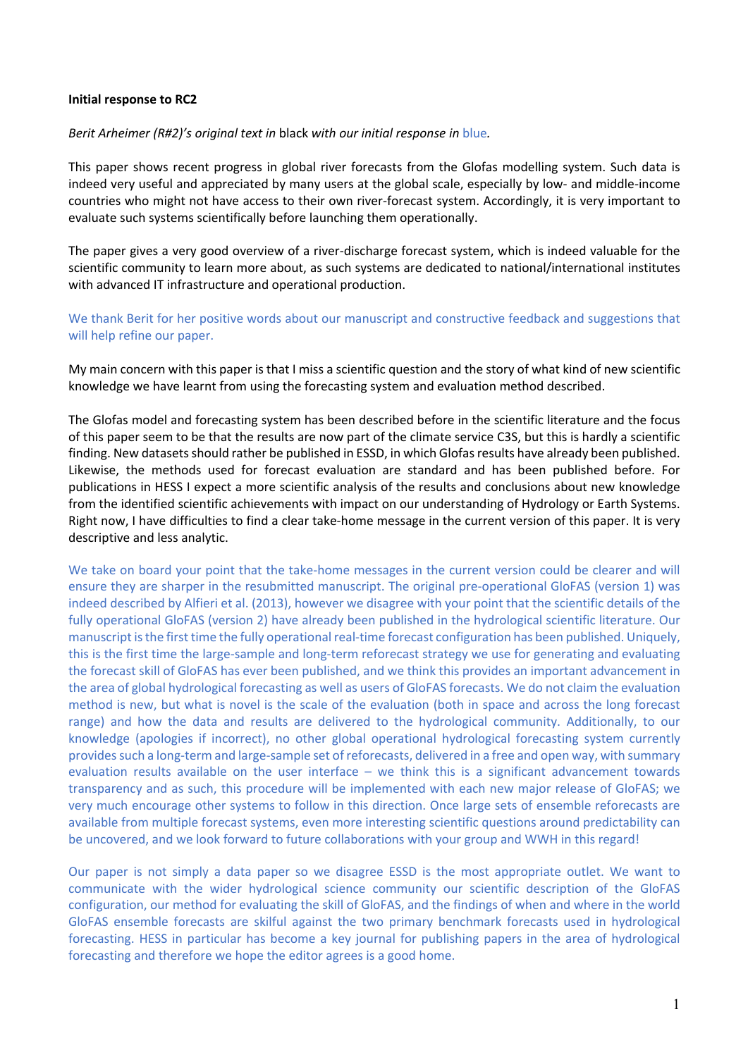**Initial response to RC2**

*Berit Arheimer (R#2)'s original text in* black *with our initial response in* blue*.*

This paper shows recent progress in global river forecasts from the Glofas modelling system. Such data is indeed very useful and appreciated by many users at the global scale, especially by low- and middle-income countries who might not have access to their own river-forecast system. Accordingly, it is very important to evaluate such systems scientifically before launching them operationally.

The paper gives a very good overview of a river-discharge forecast system, which is indeed valuable for the scientific community to learn more about, as such systems are dedicated to national/international institutes with advanced IT infrastructure and operational production.

We thank Berit for her positive words about our manuscript and constructive feedback and suggestions that will help refine our paper.

My main concern with this paper is that I miss a scientific question and the story of what kind of new scientific knowledge we have learnt from using the forecasting system and evaluation method described.

The Glofas model and forecasting system has been described before in the scientific literature and the focus of this paper seem to be that the results are now part of the climate service C3S, but this is hardly a scientific finding. New datasets should rather be published in ESSD, in which Glofas results have already been published. Likewise, the methods used for forecast evaluation are standard and has been published before. For publications in HESS I expect a more scientific analysis of the results and conclusions about new knowledge from the identified scientific achievements with impact on our understanding of Hydrology or Earth Systems. Right now, I have difficulties to find a clear take-home message in the current version of this paper. It is very descriptive and less analytic.

We take on board your point that the take-home messages in the current version could be clearer and will ensure they are sharper in the resubmitted manuscript. The original pre-operational GloFAS (version 1) was indeed described by Alfieri et al. (2013), however we disagree with your point that the scientific details of the fully operational GloFAS (version 2) have already been published in the hydrological scientific literature. Our manuscript is the first time the fully operational real-time forecast configuration has been published. Uniquely, this is the first time the large-sample and long-term reforecast strategy we use for generating and evaluating the forecast skill of GloFAS has ever been published, and we think this provides an important advancement in the area of global hydrological forecasting as well as users of GloFAS forecasts. We do not claim the evaluation method is new, but what is novel is the scale of the evaluation (both in space and across the long forecast range) and how the data and results are delivered to the hydrological community. Additionally, to our knowledge (apologies if incorrect), no other global operational hydrological forecasting system currently provides such a long-term and large-sample set of reforecasts, delivered in a free and open way, with summary evaluation results available on the user interface – we think this is a significant advancement towards transparency and as such, this procedure will be implemented with each new major release of GloFAS; we very much encourage other systems to follow in this direction. Once large sets of ensemble reforecasts are available from multiple forecast systems, even more interesting scientific questions around predictability can be uncovered, and we look forward to future collaborations with your group and WWH in this regard!

Our paper is not simply a data paper so we disagree ESSD is the most appropriate outlet. We want to communicate with the wider hydrological science community our scientific description of the GloFAS configuration, our method for evaluating the skill of GloFAS, and the findings of when and where in the world GloFAS ensemble forecasts are skilful against the two primary benchmark forecasts used in hydrological forecasting. HESS in particular has become a key journal for publishing papers in the area of hydrological forecasting and therefore we hope the editor agrees is a good home.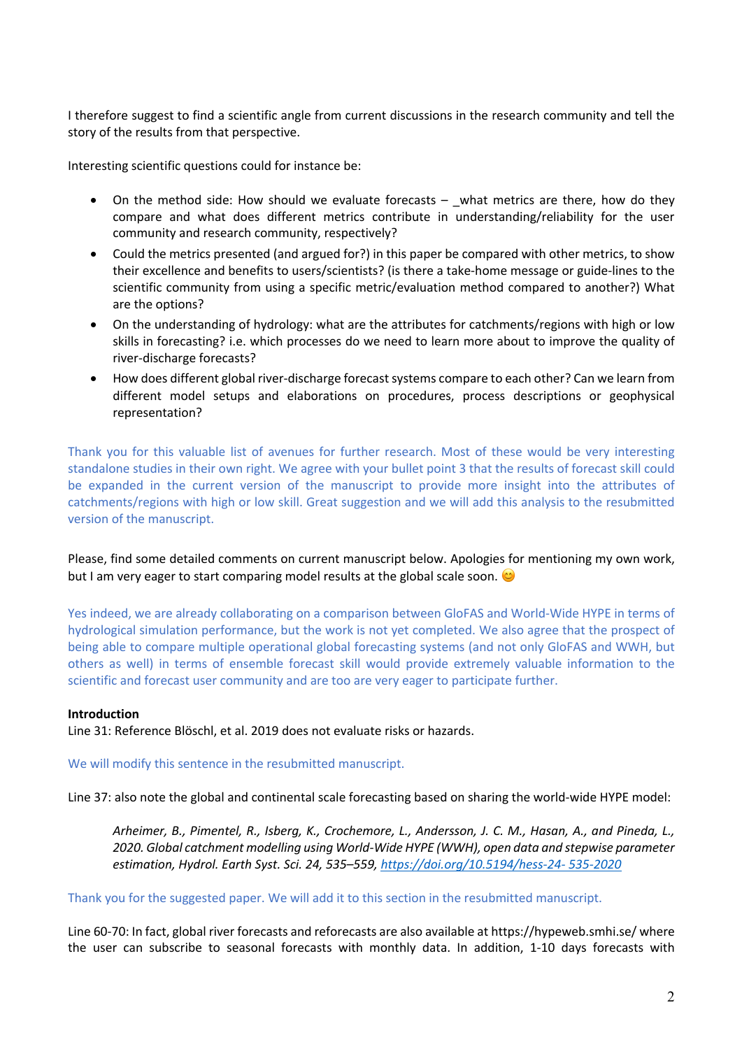I therefore suggest to find a scientific angle from current discussions in the research community and tell the story of the results from that perspective.

Interesting scientific questions could for instance be:

- On the method side: How should we evaluate forecasts – _what metrics are there, how do they compare and what does different metrics contribute in understanding/reliability for the user community and research community, respectively?
- Could the metrics presented (and argued for?) in this paper be compared with other metrics, to show their excellence and benefits to users/scientists? (is there a take-home message or guide-lines to the scientific community from using a specific metric/evaluation method compared to another?) What are the options?
- On the understanding of hydrology: what are the attributes for catchments/regions with high or low skills in forecasting? i.e. which processes do we need to learn more about to improve the quality of river-discharge forecasts?
- How does different global river-discharge forecast systems compare to each other? Can we learn from different model setups and elaborations on procedures, process descriptions or geophysical representation?

Thank you for this valuable list of avenues for further research. Most of these would be very interesting standalone studies in their own right. We agree with your bullet point 3 that the results of forecast skill could be expanded in the current version of the manuscript to provide more insight into the attributes of catchments/regions with high or low skill. Great suggestion and we will add this analysis to the resubmitted version of the manuscript.

Please, find some detailed comments on current manuscript below. Apologies for mentioning my own work, but I am very eager to start comparing model results at the global scale soon. 😊

Yes indeed, we are already collaborating on a comparison between GloFAS and World-Wide HYPE in terms of hydrological simulation performance, but the work is not yet completed. We also agree that the prospect of being able to compare multiple operational global forecasting systems (and not only GloFAS and WWH, but others as well) in terms of ensemble forecast skill would provide extremely valuable information to the scientific and forecast user community and are too are very eager to participate further.

**Introduction**

Line 31: Reference Blöschl, et al. 2019 does not evaluate risks or hazards.

We will modify this sentence in the resubmitted manuscript.

Line 37: also note the global and continental scale forecasting based on sharing the world-wide HYPE model:

> *Arheimer, B., Pimentel, R., Isberg, K., Crochemore, L., Andersson, J. C. M., Hasan, A., and Pineda, L., 2020. Global catchment modelling using World-Wide HYPE (WWH), open data and stepwise parameter estimation, Hydrol. Earth Syst. Sci. 24, 535–559,* https://doi.org/10.5194/hess-24- 535-2020

Thank you for the suggested paper. We will add it to this section in the resubmitted manuscript.

Line 60-70: In fact, global river forecasts and reforecasts are also available at https://hypeweb.smhi.se/ where the user can subscribe to seasonal forecasts with monthly data. In addition, 1-10 days forecasts with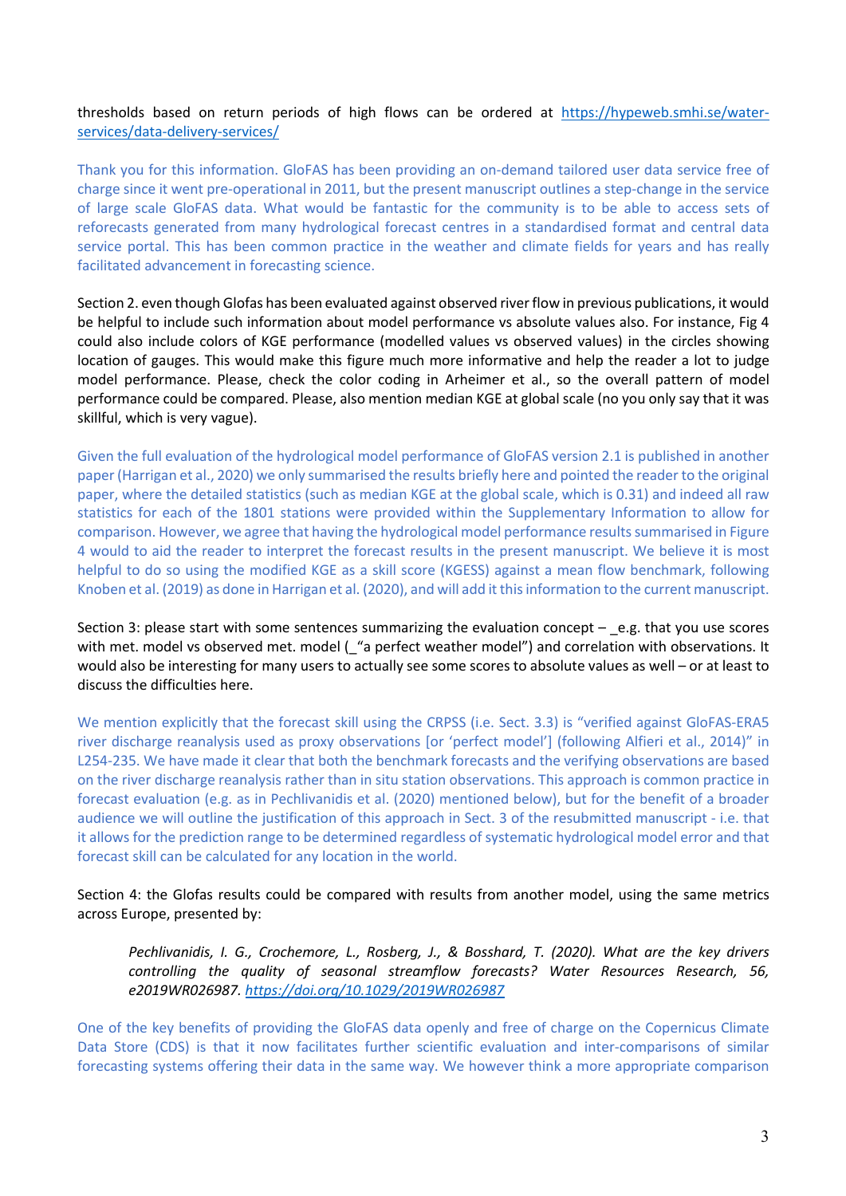thresholds based on return periods of high flows can be ordered at [https://hypeweb.smhi.se/water-services/data-delivery-services/](https://hypeweb.smhi.se/water-services/data-delivery-services/)

Thank you for this information. GloFAS has been providing an on-demand tailored user data service free of charge since it went pre-operational in 2011, but the present manuscript outlines a step-change in the service of large scale GloFAS data. What would be fantastic for the community is to be able to access sets of reforecasts generated from many hydrological forecast centres in a standardised format and central data service portal. This has been common practice in the weather and climate fields for years and has really facilitated advancement in forecasting science.

Section 2. even though Glofas has been evaluated against observed river flow in previous publications, it would be helpful to include such information about model performance vs absolute values also. For instance, Fig 4 could also include colors of KGE performance (modelled values vs observed values) in the circles showing location of gauges. This would make this figure much more informative and help the reader a lot to judge model performance. Please, check the color coding in Arheimer et al., so the overall pattern of model performance could be compared. Please, also mention median KGE at global scale (no you only say that it was skillful, which is very vague).

Given the full evaluation of the hydrological model performance of GloFAS version 2.1 is published in another paper (Harrigan et al., 2020) we only summarised the results briefly here and pointed the reader to the original paper, where the detailed statistics (such as median KGE at the global scale, which is 0.31) and indeed all raw statistics for each of the 1801 stations were provided within the Supplementary Information to allow for comparison. However, we agree that having the hydrological model performance results summarised in Figure 4 would to aid the reader to interpret the forecast results in the present manuscript. We believe it is most helpful to do so using the modified KGE as a skill score (KGESS) against a mean flow benchmark, following Knoben et al. (2019) as done in Harrigan et al. (2020), and will add it this information to the current manuscript.

Section 3: please start with some sentences summarizing the evaluation concept – _e.g. that you use scores with met. model vs observed met. model (_"a perfect weather model") and correlation with observations. It would also be interesting for many users to actually see some scores to absolute values as well – or at least to discuss the difficulties here.

We mention explicitly that the forecast skill using the CRPSS (i.e. Sect. 3.3) is "verified against GloFAS-ERA5 river discharge reanalysis used as proxy observations [or 'perfect model'] (following Alfieri et al., 2014)" in L254-235. We have made it clear that both the benchmark forecasts and the verifying observations are based on the river discharge reanalysis rather than in situ station observations. This approach is common practice in forecast evaluation (e.g. as in Pechlivanidis et al. (2020) mentioned below), but for the benefit of a broader audience we will outline the justification of this approach in Sect. 3 of the resubmitted manuscript - i.e. that it allows for the prediction range to be determined regardless of systematic hydrological model error and that forecast skill can be calculated for any location in the world.

Section 4: the Glofas results could be compared with results from another model, using the same metrics across Europe, presented by:

> *Pechlivanidis, I. G., Crochemore, L., Rosberg, J., & Bosshard, T. (2020). What are the key drivers controlling the quality of seasonal streamflow forecasts? Water Resources Research, 56, e2019WR026987.* [https://doi.org/10.1029/2019WR026987](https://doi.org/10.1029/2019WR026987)

One of the key benefits of providing the GloFAS data openly and free of charge on the Copernicus Climate Data Store (CDS) is that it now facilitates further scientific evaluation and inter-comparisons of similar forecasting systems offering their data in the same way. We however think a more appropriate comparison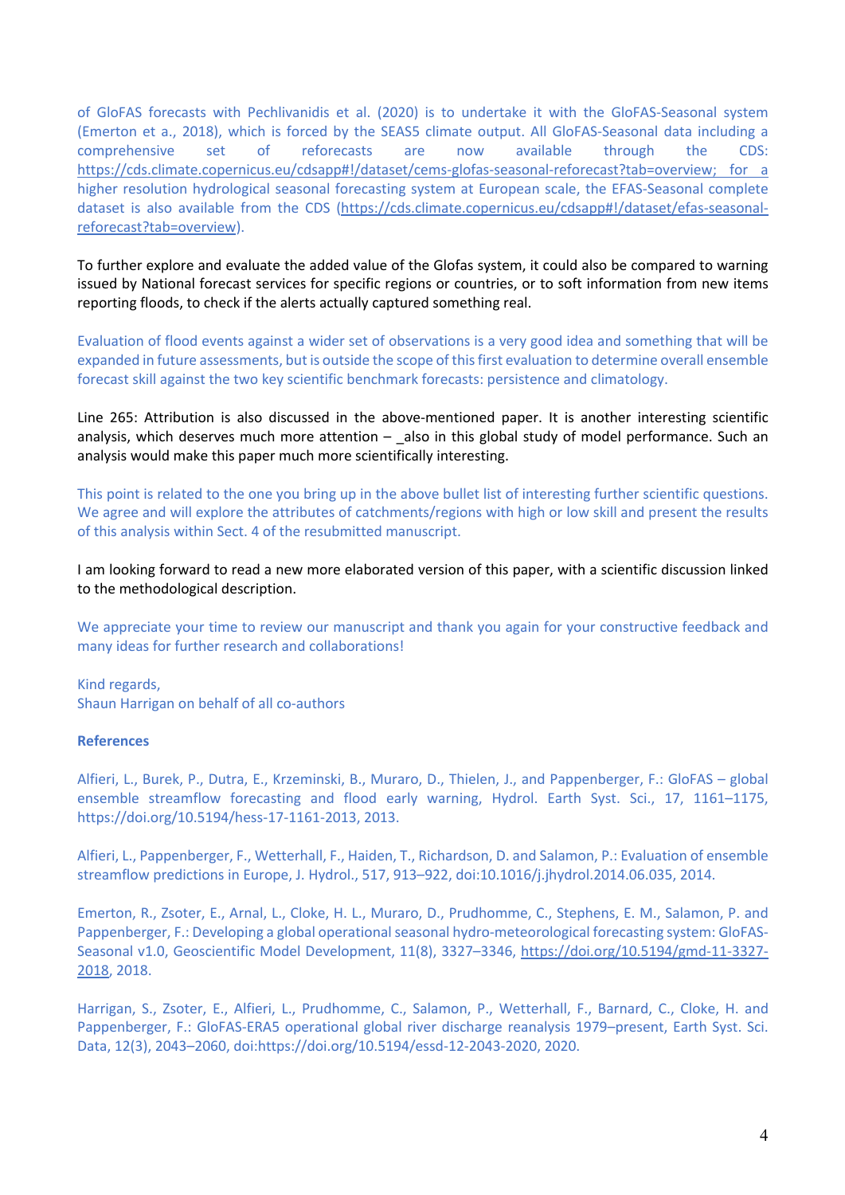of GloFAS forecasts with Pechlivanidis et al. (2020) is to undertake it with the GloFAS-Seasonal system (Emerton et a., 2018), which is forced by the SEAS5 climate output. All GloFAS-Seasonal data including a comprehensive set of reforecasts are now available through the CDS: https://cds.climate.copernicus.eu/cdsapp#!/dataset/cems-glofas-seasonal-reforecast?tab=overview; for a higher resolution hydrological seasonal forecasting system at European scale, the EFAS-Seasonal complete dataset is also available from the CDS (https://cds.climate.copernicus.eu/cdsapp#!/dataset/efas-seasonal-reforecast?tab=overview).

To further explore and evaluate the added value of the Glofas system, it could also be compared to warning issued by National forecast services for specific regions or countries, or to soft information from new items reporting floods, to check if the alerts actually captured something real.

Evaluation of flood events against a wider set of observations is a very good idea and something that will be expanded in future assessments, but is outside the scope of this first evaluation to determine overall ensemble forecast skill against the two key scientific benchmark forecasts: persistence and climatology.

Line 265: Attribution is also discussed in the above-mentioned paper. It is another interesting scientific analysis, which deserves much more attention – _also in this global study of model performance. Such an analysis would make this paper much more scientifically interesting.

This point is related to the one you bring up in the above bullet list of interesting further scientific questions. We agree and will explore the attributes of catchments/regions with high or low skill and present the results of this analysis within Sect. 4 of the resubmitted manuscript.

I am looking forward to read a new more elaborated version of this paper, with a scientific discussion linked to the methodological description.

We appreciate your time to review our manuscript and thank you again for your constructive feedback and many ideas for further research and collaborations!

Kind regards,
Shaun Harrigan on behalf of all co-authors

**References**

Alfieri, L., Burek, P., Dutra, E., Krzeminski, B., Muraro, D., Thielen, J., and Pappenberger, F.: GloFAS – global ensemble streamflow forecasting and flood early warning, Hydrol. Earth Syst. Sci., 17, 1161–1175, https://doi.org/10.5194/hess-17-1161-2013, 2013.

Alfieri, L., Pappenberger, F., Wetterhall, F., Haiden, T., Richardson, D. and Salamon, P.: Evaluation of ensemble streamflow predictions in Europe, J. Hydrol., 517, 913–922, doi:10.1016/j.jhydrol.2014.06.035, 2014.

Emerton, R., Zsoter, E., Arnal, L., Cloke, H. L., Muraro, D., Prudhomme, C., Stephens, E. M., Salamon, P. and Pappenberger, F.: Developing a global operational seasonal hydro-meteorological forecasting system: GloFAS-Seasonal v1.0, Geoscientific Model Development, 11(8), 3327–3346, https://doi.org/10.5194/gmd-11-3327-2018, 2018.

Harrigan, S., Zsoter, E., Alfieri, L., Prudhomme, C., Salamon, P., Wetterhall, F., Barnard, C., Cloke, H. and Pappenberger, F.: GloFAS-ERA5 operational global river discharge reanalysis 1979–present, Earth Syst. Sci. Data, 12(3), 2043–2060, doi:https://doi.org/10.5194/essd-12-2043-2020, 2020.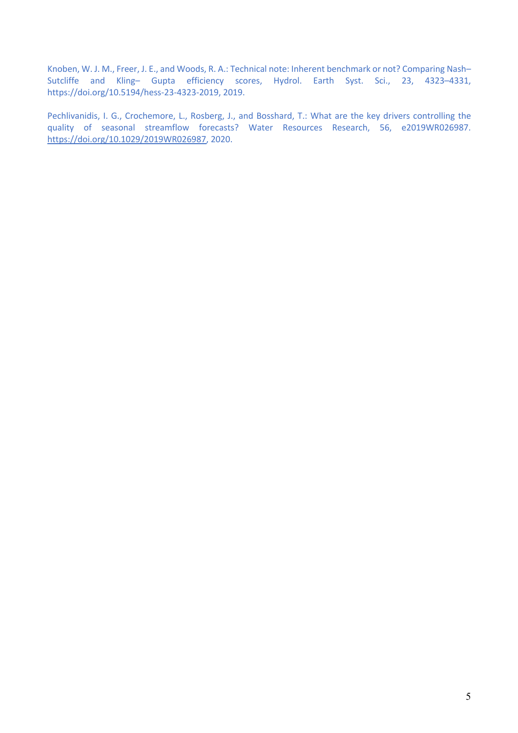Knoben, W. J. M., Freer, J. E., and Woods, R. A.: Technical note: Inherent benchmark or not? Comparing Nash–Sutcliffe and Kling– Gupta efficiency scores, Hydrol. Earth Syst. Sci., 23, 4323–4331, https://doi.org/10.5194/hess-23-4323-2019, 2019.

Pechlivanidis, I. G., Crochemore, L., Rosberg, J., and Bosshard, T.: What are the key drivers controlling the quality of seasonal streamflow forecasts? Water Resources Research, 56, e2019WR026987. https://doi.org/10.1029/2019WR026987, 2020.